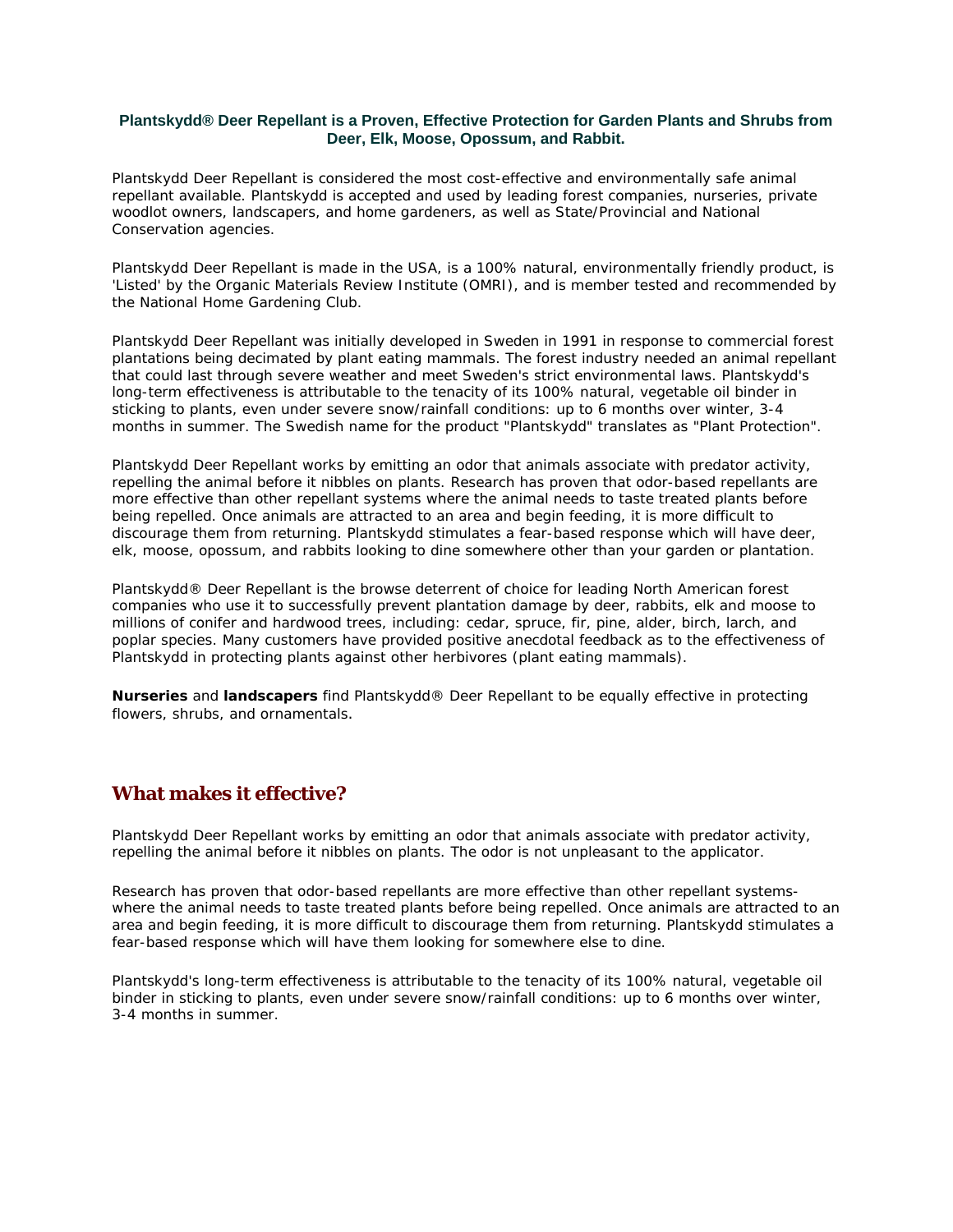**Plantskydd® Deer Repellant is a Proven, Effective Protection for Garden Plants and Shrubs from Deer, Elk, Moose, Opossum, and Rabbit.**

Plantskydd Deer Repellant is considered the most cost-effective and environmentally safe animal repellant available. Plantskydd is accepted and used by leading forest companies, nurseries, private woodlot owners, landscapers, and home gardeners, as well as State/Provincial and National Conservation agencies.

Plantskydd Deer Repellant is made in the USA, is a 100% natural, environmentally friendly product, is 'Listed' by the Organic Materials Review Institute (OMRI), and is member tested and recommended by the National Home Gardening Club.

Plantskydd Deer Repellant was initially developed in Sweden in 1991 in response to commercial forest plantations being decimated by plant eating mammals. The forest industry needed an animal repellant that could last through severe weather and meet Sweden's strict environmental laws. Plantskydd's long-term effectiveness is attributable to the tenacity of its 100% natural, vegetable oil binder in sticking to plants, even under severe snow/rainfall conditions: up to 6 months over winter, 3-4 months in summer. The Swedish name for the product "Plantskydd" translates as "Plant Protection".

Plantskydd Deer Repellant works by emitting an odor that animals associate with predator activity, repelling the animal before it nibbles on plants. Research has proven that odor-based repellants are more effective than other repellant systems where the animal needs to taste treated plants before being repelled. Once animals are attracted to an area and begin feeding, it is more difficult to discourage them from returning. Plantskydd stimulates a fear-based response which will have deer, elk, moose, opossum, and rabbits looking to dine somewhere other than your garden or plantation.

Plantskydd® Deer Repellant is the browse deterrent of choice for leading North American forest companies who use it to successfully prevent plantation damage by deer, rabbits, elk and moose to millions of conifer and hardwood trees, including: cedar, spruce, fir, pine, alder, birch, larch, and poplar species. Many customers have provided positive anecdotal feedback as to the effectiveness of Plantskydd in protecting plants against other herbivores (plant eating mammals).

**Nurseries** and **landscapers** find Plantskydd® Deer Repellant to be equally effective in protecting flowers, shrubs, and ornamentals.

## What makes it effective?

Plantskydd Deer Repellant works by emitting an odor that animals associate with predator activity, repelling the animal before it nibbles on plants. The odor is not unpleasant to the applicator.

Research has proven that odor-based repellants are more effective than other repellant systems- where the animal needs to taste treated plants before being repelled. Once animals are attracted to an area and begin feeding, it is more difficult to discourage them from returning. Plantskydd stimulates a fear-based response which will have them looking for somewhere else to dine.

Plantskydd's long-term effectiveness is attributable to the tenacity of its 100% natural, vegetable oil binder in sticking to plants, even under severe snow/rainfall conditions: up to 6 months over winter, 3-4 months in summer.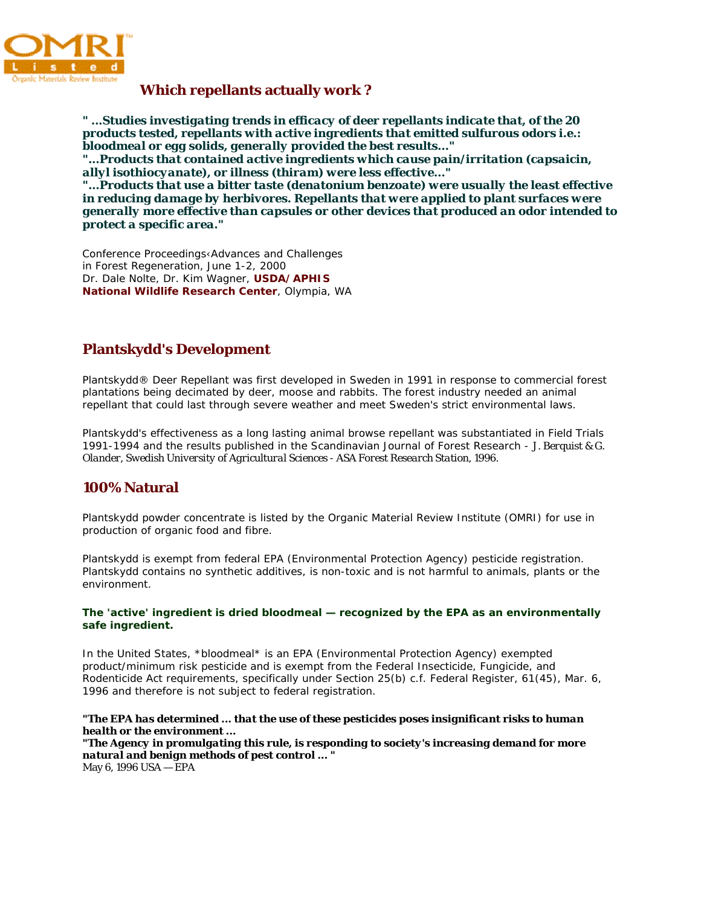OMRI Listed
Organic Materials Review Institute

## Which repellants actually work ?

***" ...Studies investigating trends in efficacy of deer repellants indicate that, of the 20 products tested, repellants with active ingredients that emitted sulfurous odors i.e.: bloodmeal or egg solids, generally provided the best results..."***
***"...Products that contained active ingredients which cause pain/irritation (capsaicin, allyl isothiocyanate), or illness (thiram) were less effective..."***
***"...Products that use a bitter taste (denatonium benzoate) were usually the least effective in reducing damage by herbivores. Repellants that were applied to plant surfaces were generally more effective than capsules or other devices that produced an odor intended to protect a specific area."***

Conference Proceedings‹Advances and Challenges in Forest Regeneration, June 1-2, 2000
Dr. Dale Nolte, Dr. Kim Wagner, **USDA/APHIS National Wildlife Research Center**, Olympia, WA

## Plantskydd's Development

Plantskydd® Deer Repellant was first developed in Sweden in 1991 in response to commercial forest plantations being decimated by deer, moose and rabbits. The forest industry needed an animal repellant that could last through severe weather and meet Sweden's strict environmental laws.

Plantskydd's effectiveness as a long lasting animal browse repellant was substantiated in Field Trials 1991-1994 and the results published in the Scandinavian Journal of Forest Research - *J. Berquist & G. Olander, Swedish University of Agricultural Sciences - ASA Forest Research Station, 1996.*

## 100% Natural

Plantskydd powder concentrate is listed by the Organic Material Review Institute (OMRI) for use in production of organic food and fibre.

Plantskydd is exempt from federal EPA (Environmental Protection Agency) pesticide registration. Plantskydd contains no synthetic additives, is non-toxic and is not harmful to animals, plants or the environment.

**The 'active' ingredient is dried bloodmeal — recognized by the EPA as an environmentally safe ingredient.**

In the United States, *bloodmeal* is an EPA (Environmental Protection Agency) exempted product/minimum risk pesticide and is exempt from the Federal Insecticide, Fungicide, and Rodenticide Act requirements, specifically under Section 25(b) c.f. Federal Register, 61(45), Mar. 6, 1996 and therefore is not subject to federal registration.

***"The EPA has determined ... that the use of these pesticides poses insignificant risks to human health or the environment ...***
***"The Agency in promulgating this rule, is responding to society's increasing demand for more natural and benign methods of pest control ... "***
May 6, 1996 USA — EPA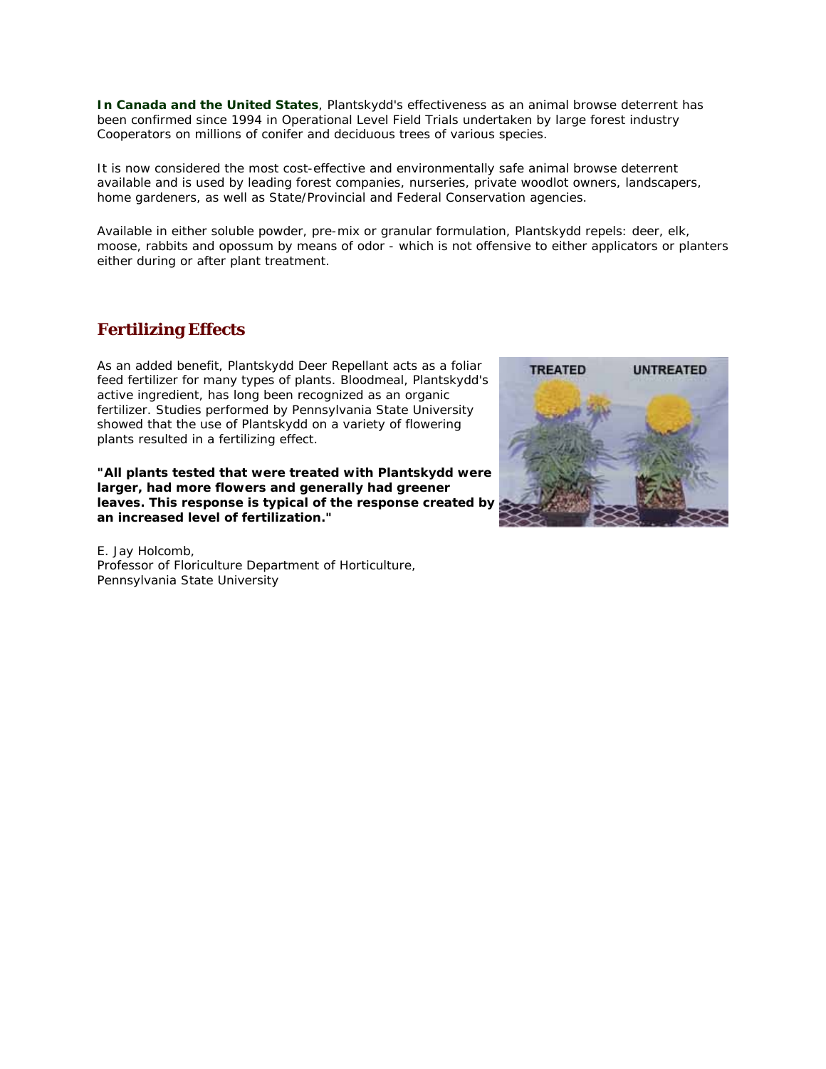**In Canada and the United States**, Plantskydd's effectiveness as an animal browse deterrent has been confirmed since 1994 in Operational Level Field Trials undertaken by large forest industry Cooperators on millions of conifer and deciduous trees of various species.

It is now considered the most cost-effective and environmentally safe animal browse deterrent available and is used by leading forest companies, nurseries, private woodlot owners, landscapers, home gardeners, as well as State/Provincial and Federal Conservation agencies.

Available in either soluble powder, pre-mix or granular formulation, Plantskydd repels: deer, elk, moose, rabbits and opossum by means of odor - which is not offensive to either applicators or planters either during or after plant treatment.

## Fertilizing Effects

As an added benefit, Plantskydd Deer Repellant acts as a foliar feed fertilizer for many types of plants. Bloodmeal, Plantskydd's active ingredient, has long been recognized as an organic fertilizer. Studies performed by Pennsylvania State University showed that the use of Plantskydd on a variety of flowering plants resulted in a fertilizing effect.

**"All plants tested that were treated with Plantskydd were larger, had more flowers and generally had greener leaves. This response is typical of the response created by an increased level of fertilization."**

E. Jay Holcomb,
Professor of Floriculture Department of Horticulture,
Pennsylvania State University